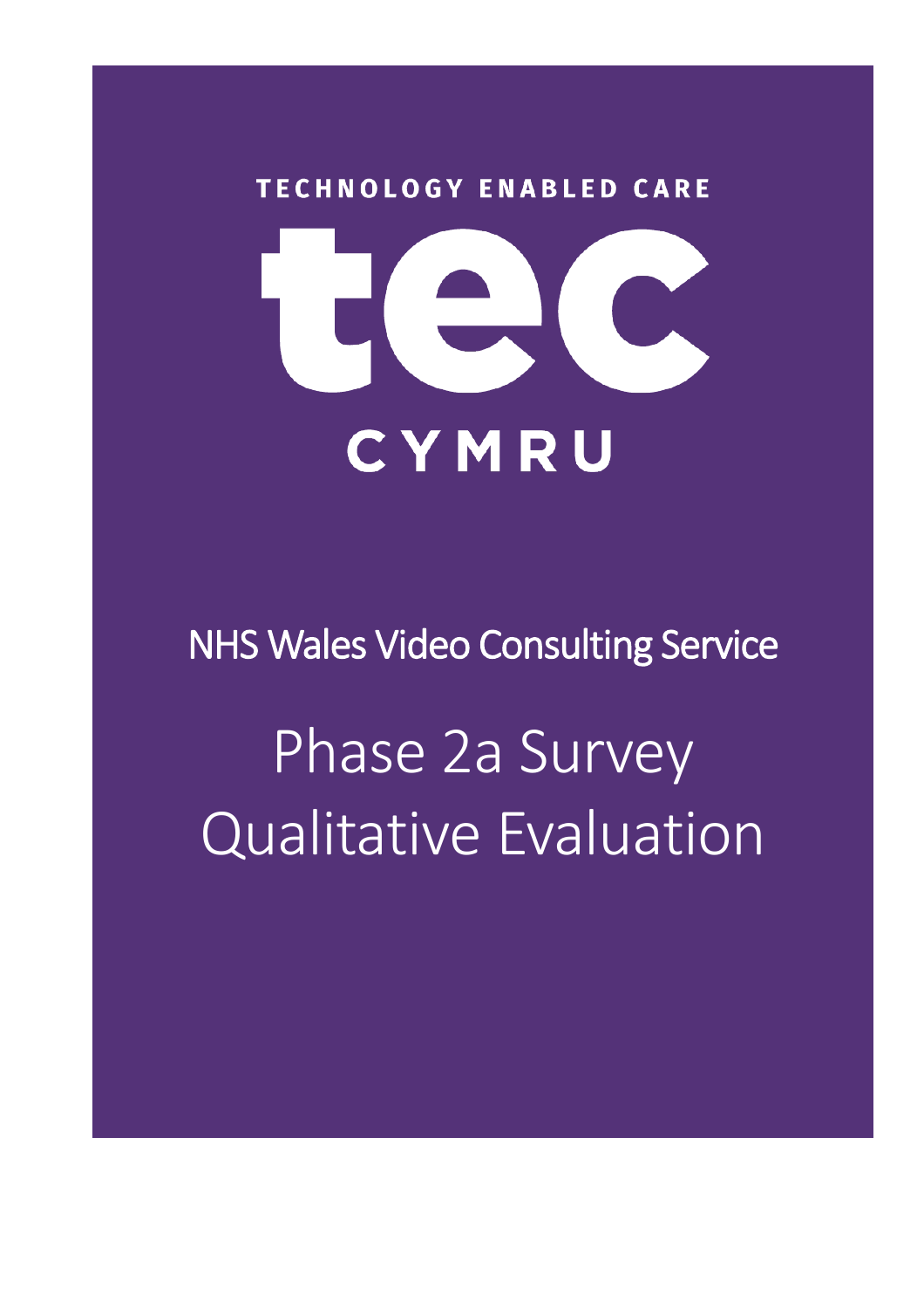TECHNOLOGY ENABLED CARE

tec

CYMRU

# NHS Wales Video Consulting Service

# Phase 2a Survey Qualitative Evaluation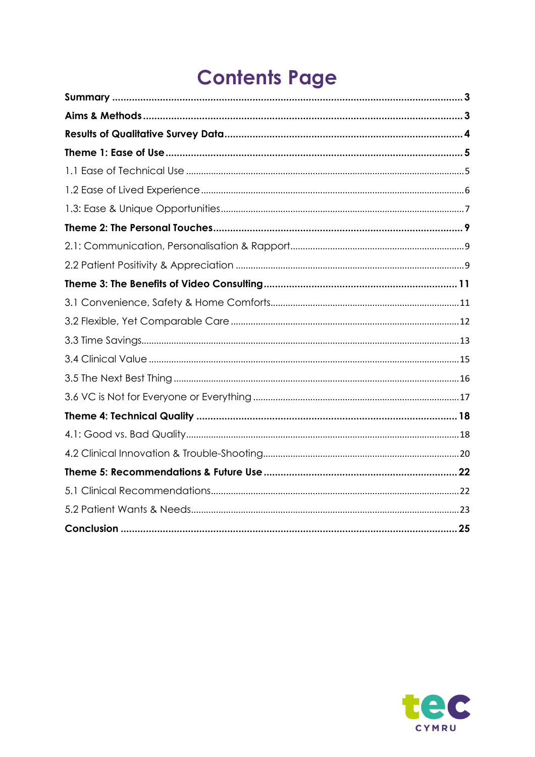# Contents Page

| | |
|---|---|
| **Summary** | **3** |
| **Aims & Methods** | **3** |
| **Results of Qualitative Survey Data** | **4** |
| **Theme 1: Ease of Use** | **5** |
| 1.1 Ease of Technical Use | 5 |
| 1.2 Ease of Lived Experience | 6 |
| 1.3: Ease & Unique Opportunities | 7 |
| **Theme 2: The Personal Touches** | **9** |
| 2.1: Communication, Personalisation & Rapport | 9 |
| 2.2 Patient Positivity & Appreciation | 9 |
| **Theme 3: The Benefits of Video Consulting** | **11** |
| 3.1 Convenience, Safety & Home Comforts | 11 |
| 3.2 Flexible, Yet Comparable Care | 12 |
| 3.3 Time Savings | 13 |
| 3.4 Clinical Value | 15 |
| 3.5 The Next Best Thing | 16 |
| 3.6 VC is Not for Everyone or Everything | 17 |
| **Theme 4: Technical Quality** | **18** |
| 4.1: Good vs. Bad Quality | 18 |
| 4.2 Clinical Innovation & Trouble-Shooting | 20 |
| **Theme 5: Recommendations & Future Use** | **22** |
| 5.1 Clinical Recommendations | 22 |
| 5.2 Patient Wants & Needs | 23 |
| **Conclusion** | **25** |

tec CYMRU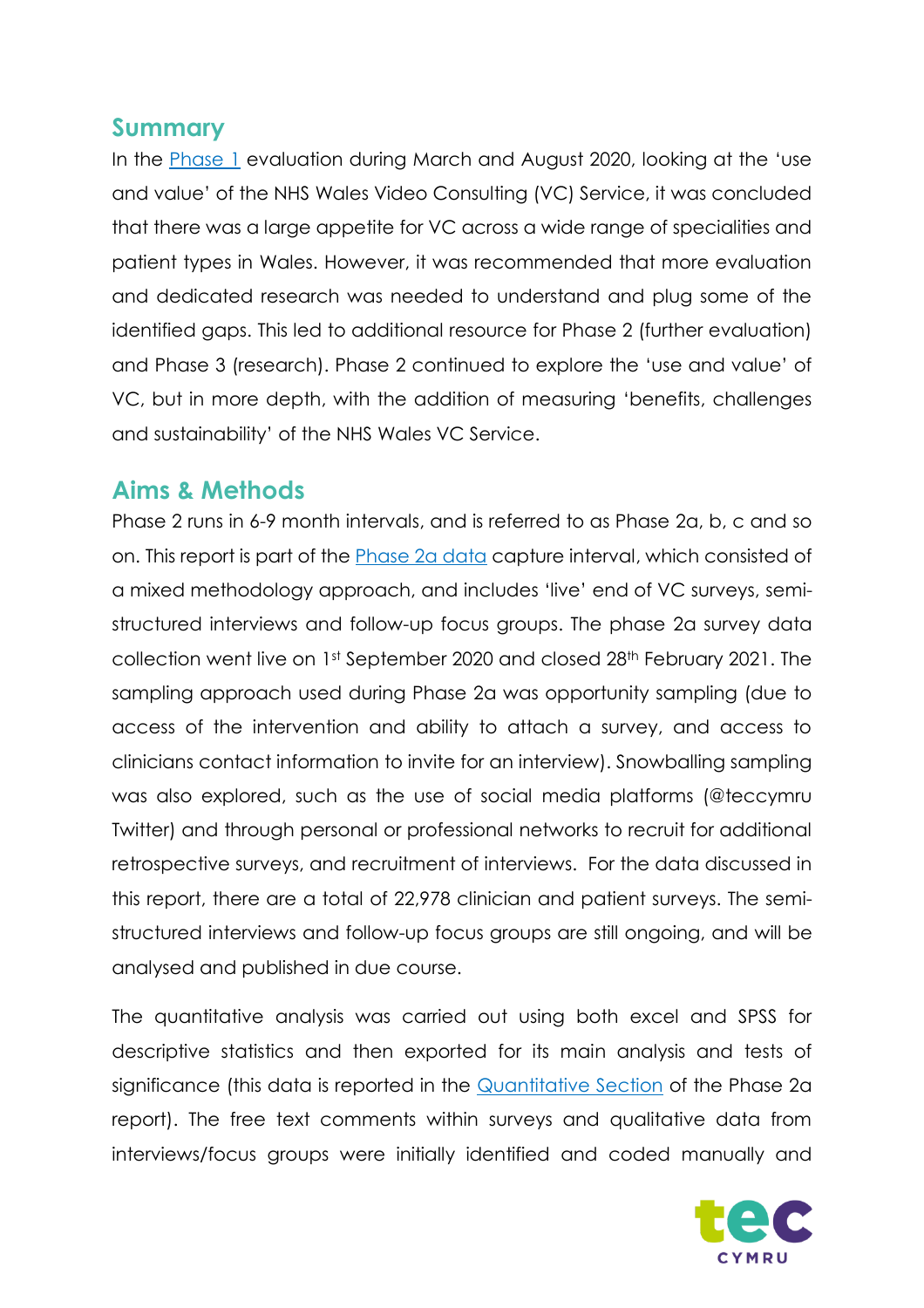## Summary

In the Phase 1 evaluation during March and August 2020, looking at the 'use and value' of the NHS Wales Video Consulting (VC) Service, it was concluded that there was a large appetite for VC across a wide range of specialities and patient types in Wales. However, it was recommended that more evaluation and dedicated research was needed to understand and plug some of the identified gaps. This led to additional resource for Phase 2 (further evaluation) and Phase 3 (research). Phase 2 continued to explore the 'use and value' of VC, but in more depth, with the addition of measuring 'benefits, challenges and sustainability' of the NHS Wales VC Service.

## Aims & Methods

Phase 2 runs in 6-9 month intervals, and is referred to as Phase 2a, b, c and so on. This report is part of the Phase 2a data capture interval, which consisted of a mixed methodology approach, and includes 'live' end of VC surveys, semi-structured interviews and follow-up focus groups. The phase 2a survey data collection went live on 1st September 2020 and closed 28th February 2021. The sampling approach used during Phase 2a was opportunity sampling (due to access of the intervention and ability to attach a survey, and access to clinicians contact information to invite for an interview). Snowballing sampling was also explored, such as the use of social media platforms (@teccymru Twitter) and through personal or professional networks to recruit for additional retrospective surveys, and recruitment of interviews. For the data discussed in this report, there are a total of 22,978 clinician and patient surveys. The semi-structured interviews and follow-up focus groups are still ongoing, and will be analysed and published in due course.

The quantitative analysis was carried out using both excel and SPSS for descriptive statistics and then exported for its main analysis and tests of significance (this data is reported in the Quantitative Section of the Phase 2a report). The free text comments within surveys and qualitative data from interviews/focus groups were initially identified and coded manually and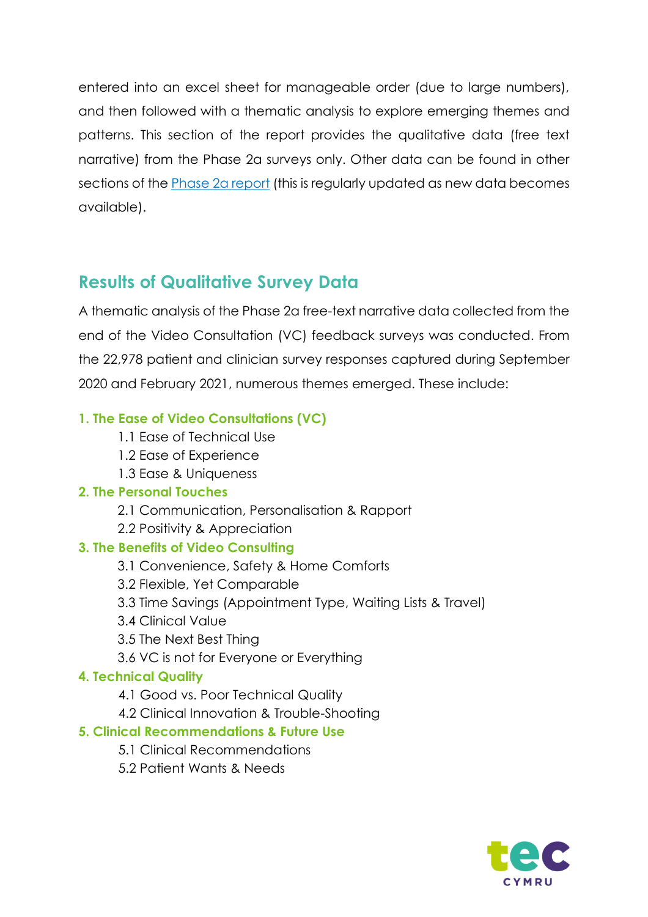entered into an excel sheet for manageable order (due to large numbers), and then followed with a thematic analysis to explore emerging themes and patterns. This section of the report provides the qualitative data (free text narrative) from the Phase 2a surveys only. Other data can be found in other sections of the Phase 2a report (this is regularly updated as new data becomes available).

## Results of Qualitative Survey Data

A thematic analysis of the Phase 2a free-text narrative data collected from the end of the Video Consultation (VC) feedback surveys was conducted. From the 22,978 patient and clinician survey responses captured during September 2020 and February 2021, numerous themes emerged. These include:

**1. The Ease of Video Consultations (VC)**

- 1.1 Ease of Technical Use
- 1.2 Ease of Experience
- 1.3 Ease & Uniqueness

**2. The Personal Touches**

- 2.1 Communication, Personalisation & Rapport
- 2.2 Positivity & Appreciation

**3. The Benefits of Video Consulting**

- 3.1 Convenience, Safety & Home Comforts
- 3.2 Flexible, Yet Comparable
- 3.3 Time Savings (Appointment Type, Waiting Lists & Travel)
- 3.4 Clinical Value
- 3.5 The Next Best Thing
- 3.6 VC is not for Everyone or Everything

**4. Technical Quality**

- 4.1 Good vs. Poor Technical Quality
- 4.2 Clinical Innovation & Trouble-Shooting

**5. Clinical Recommendations & Future Use**

- 5.1 Clinical Recommendations
- 5.2 Patient Wants & Needs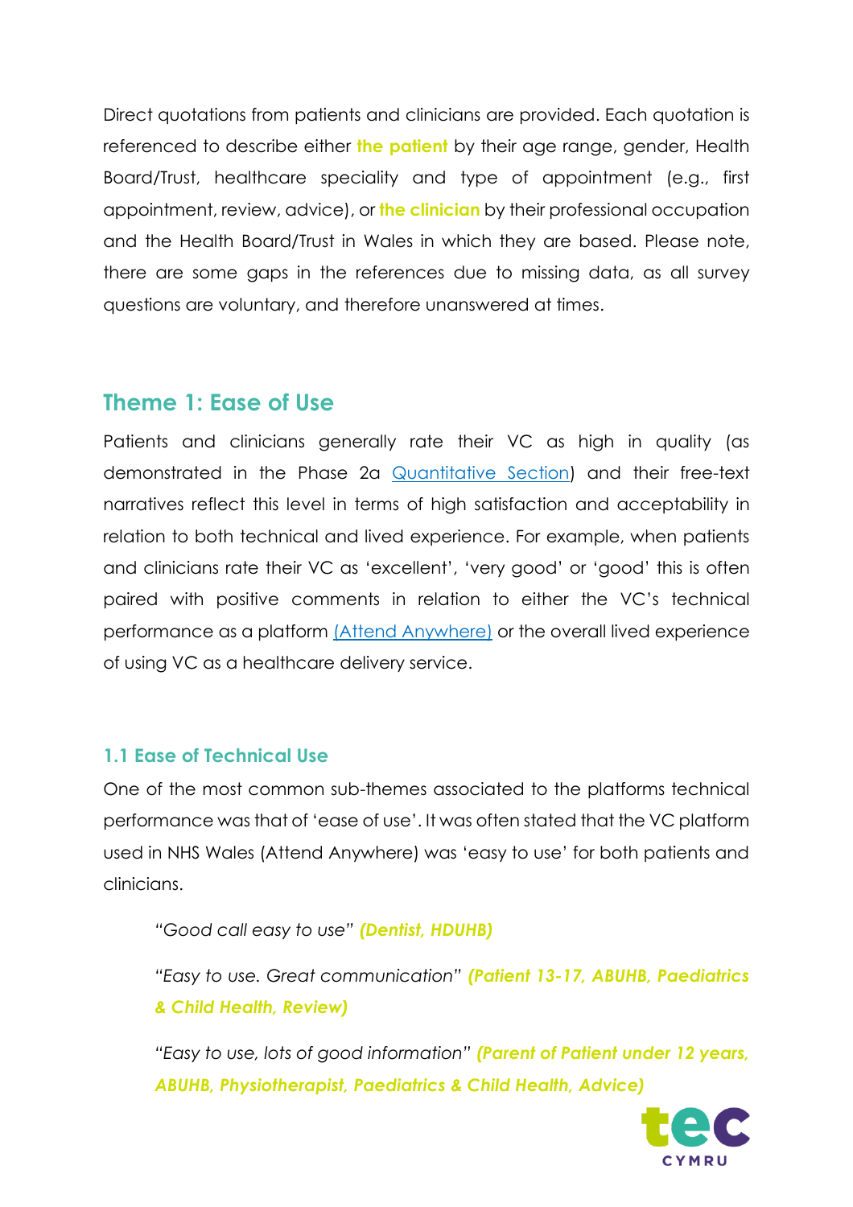Direct quotations from patients and clinicians are provided. Each quotation is referenced to describe either **the patient** by their age range, gender, Health Board/Trust, healthcare speciality and type of appointment (e.g., first appointment, review, advice), or **the clinician** by their professional occupation and the Health Board/Trust in Wales in which they are based. Please note, there are some gaps in the references due to missing data, as all survey questions are voluntary, and therefore unanswered at times.

## Theme 1: Ease of Use

Patients and clinicians generally rate their VC as high in quality (as demonstrated in the Phase 2a [Quantitative Section](#)) and their free-text narratives reflect this level in terms of high satisfaction and acceptability in relation to both technical and lived experience. For example, when patients and clinicians rate their VC as 'excellent', 'very good' or 'good' this is often paired with positive comments in relation to either the VC's technical performance as a platform [(Attend Anywhere)](#) or the overall lived experience of using VC as a healthcare delivery service.

### 1.1 Ease of Technical Use

One of the most common sub-themes associated to the platforms technical performance was that of 'ease of use'. It was often stated that the VC platform used in NHS Wales (Attend Anywhere) was 'easy to use' for both patients and clinicians.

> *"Good call easy to use"* ***(Dentist, HDUHB)***
>
> *"Easy to use. Great communication"* ***(Patient 13-17, ABUHB, Paediatrics & Child Health, Review)***
>
> *"Easy to use, lots of good information"* ***(Parent of Patient under 12 years, ABUHB, Physiotherapist, Paediatrics & Child Health, Advice)***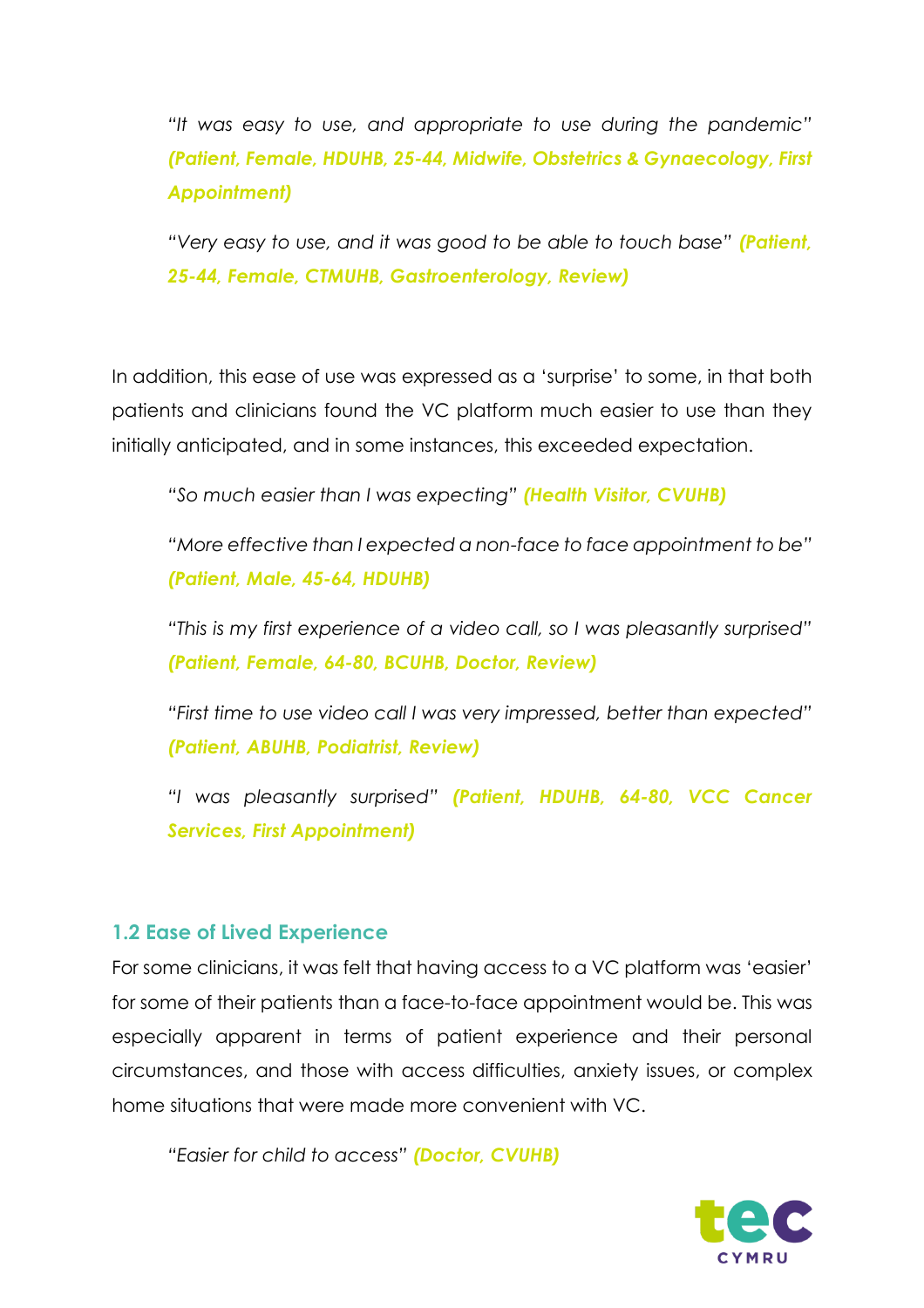*"It was easy to use, and appropriate to use during the pandemic"* ***(Patient, Female, HDUHB, 25-44, Midwife, Obstetrics & Gynaecology, First Appointment)***

*"Very easy to use, and it was good to be able to touch base"* ***(Patient, 25-44, Female, CTMUHB, Gastroenterology, Review)***

In addition, this ease of use was expressed as a 'surprise' to some, in that both patients and clinicians found the VC platform much easier to use than they initially anticipated, and in some instances, this exceeded expectation.

*"So much easier than I was expecting"* ***(Health Visitor, CVUHB)***

*"More effective than I expected a non-face to face appointment to be"* ***(Patient, Male, 45-64, HDUHB)***

*"This is my first experience of a video call, so I was pleasantly surprised"* ***(Patient, Female, 64-80, BCUHB, Doctor, Review)***

*"First time to use video call I was very impressed, better than expected"* ***(Patient, ABUHB, Podiatrist, Review)***

*"I was pleasantly surprised"* ***(Patient, HDUHB, 64-80, VCC Cancer Services, First Appointment)***

### 1.2 Ease of Lived Experience

For some clinicians, it was felt that having access to a VC platform was 'easier' for some of their patients than a face-to-face appointment would be. This was especially apparent in terms of patient experience and their personal circumstances, and those with access difficulties, anxiety issues, or complex home situations that were made more convenient with VC.

*"Easier for child to access"* ***(Doctor, CVUHB)***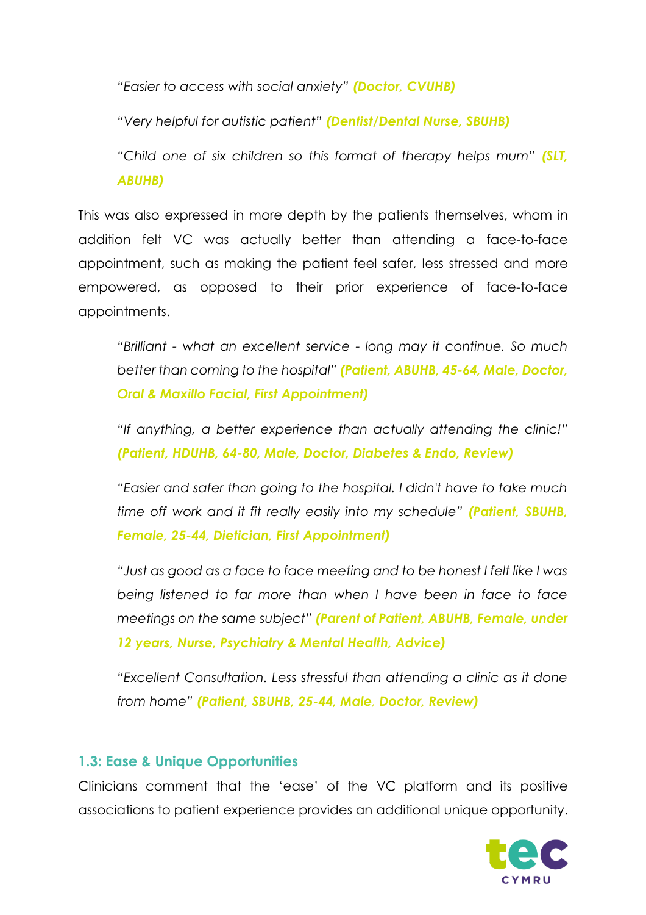*"Easier to access with social anxiety"* ***(Doctor, CVUHB)***

*"Very helpful for autistic patient"* ***(Dentist/Dental Nurse, SBUHB)***

*"Child one of six children so this format of therapy helps mum"* ***(SLT, ABUHB)***

This was also expressed in more depth by the patients themselves, whom in addition felt VC was actually better than attending a face-to-face appointment, such as making the patient feel safer, less stressed and more empowered, as opposed to their prior experience of face-to-face appointments.

*"Brilliant - what an excellent service - long may it continue. So much better than coming to the hospital"* ***(Patient, ABUHB, 45-64, Male, Doctor, Oral & Maxillo Facial, First Appointment)***

*"If anything, a better experience than actually attending the clinic!"* ***(Patient, HDUHB, 64-80, Male, Doctor, Diabetes & Endo, Review)***

*"Easier and safer than going to the hospital. I didn't have to take much time off work and it fit really easily into my schedule"* ***(Patient, SBUHB, Female, 25-44, Dietician, First Appointment)***

*"Just as good as a face to face meeting and to be honest I felt like I was being listened to far more than when I have been in face to face meetings on the same subject"* ***(Parent of Patient, ABUHB, Female, under 12 years, Nurse, Psychiatry & Mental Health, Advice)***

*"Excellent Consultation. Less stressful than attending a clinic as it done from home"* ***(Patient, SBUHB, 25-44, Male, Doctor, Review)***

### 1.3: Ease & Unique Opportunities

Clinicians comment that the 'ease' of the VC platform and its positive associations to patient experience provides an additional unique opportunity.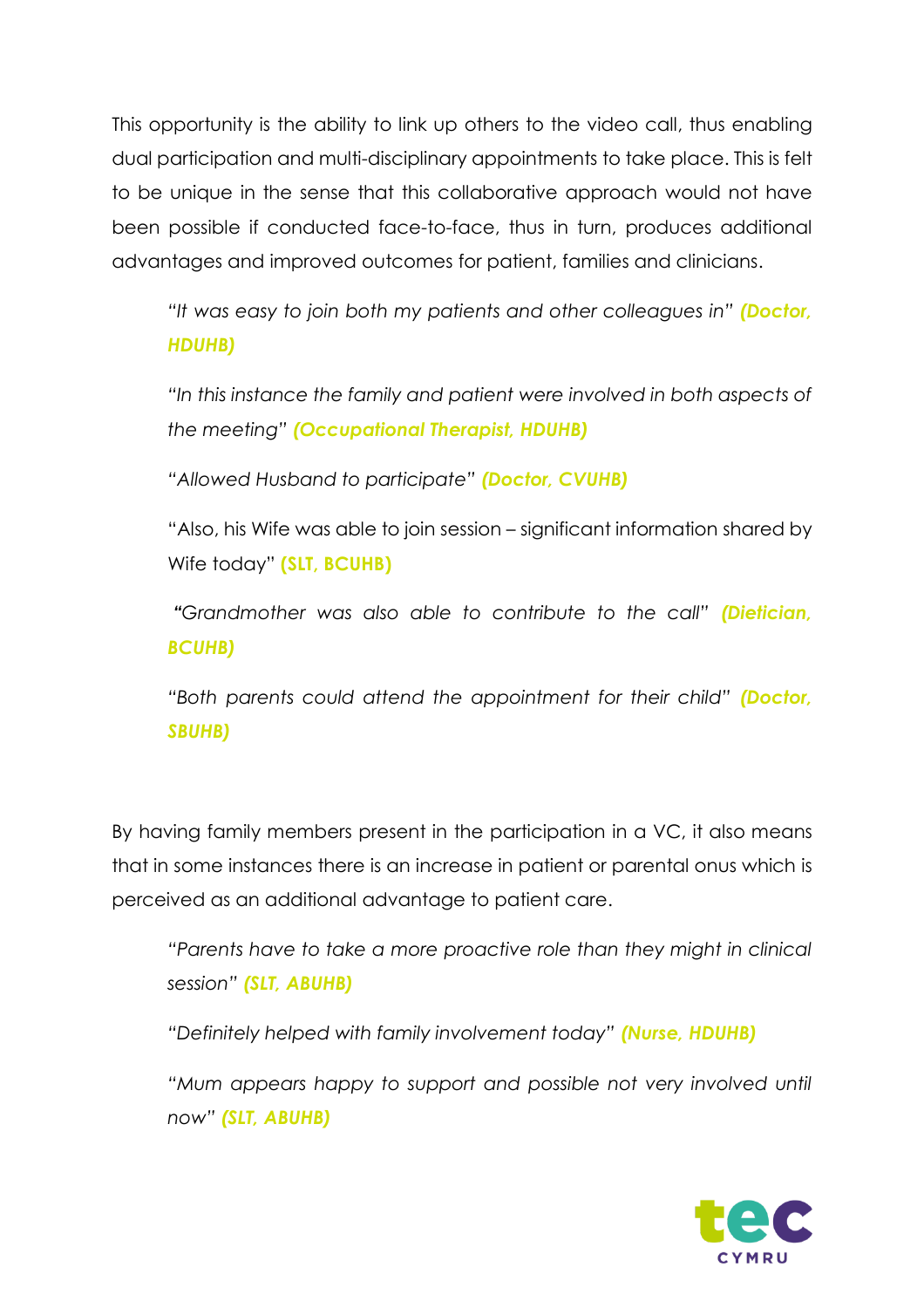This opportunity is the ability to link up others to the video call, thus enabling dual participation and multi-disciplinary appointments to take place. This is felt to be unique in the sense that this collaborative approach would not have been possible if conducted face-to-face, thus in turn, produces additional advantages and improved outcomes for patient, families and clinicians.

> *"It was easy to join both my patients and other colleagues in"* ***(Doctor, HDUHB)***
>
> *"In this instance the family and patient were involved in both aspects of the meeting"* ***(Occupational Therapist, HDUHB)***
>
> *"Allowed Husband to participate"* ***(Doctor, CVUHB)***
>
> "Also, his Wife was able to join session – significant information shared by Wife today" **(SLT, BCUHB)**
>
> *"Grandmother was also able to contribute to the call"* ***(Dietician, BCUHB)***
>
> *"Both parents could attend the appointment for their child"* ***(Doctor, SBUHB)***

By having family members present in the participation in a VC, it also means that in some instances there is an increase in patient or parental onus which is perceived as an additional advantage to patient care.

> *"Parents have to take a more proactive role than they might in clinical session"* ***(SLT, ABUHB)***
>
> *"Definitely helped with family involvement today"* ***(Nurse, HDUHB)***
>
> *"Mum appears happy to support and possible not very involved until now"* ***(SLT, ABUHB)***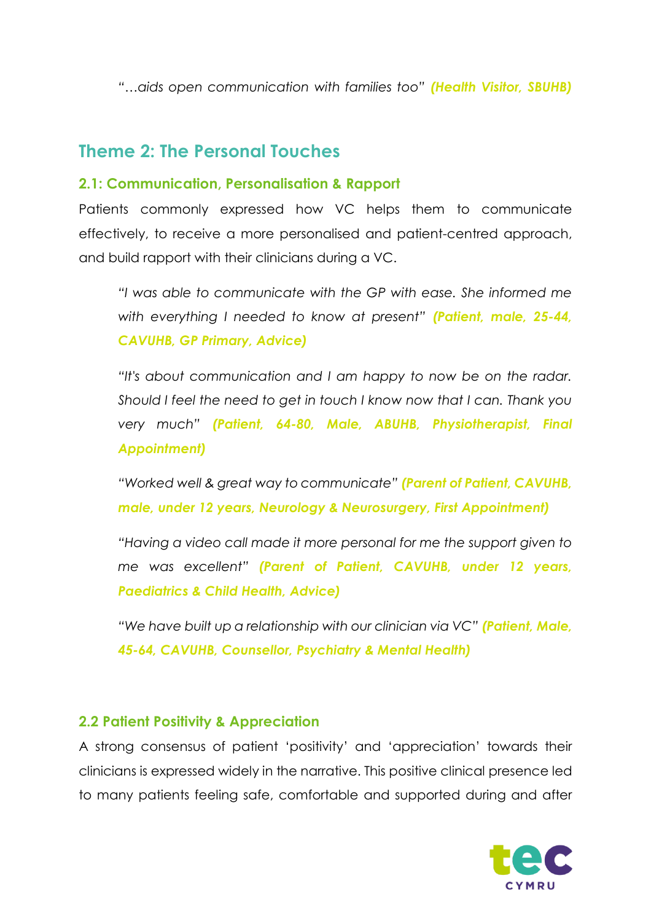*"…aids open communication with families too"* ***(Health Visitor, SBUHB)***

## Theme 2: The Personal Touches

### 2.1: Communication, Personalisation & Rapport

Patients commonly expressed how VC helps them to communicate effectively, to receive a more personalised and patient-centred approach, and build rapport with their clinicians during a VC.

> *"I was able to communicate with the GP with ease. She informed me with everything I needed to know at present"* ***(Patient, male, 25-44, CAVUHB, GP Primary, Advice)***
>
> *"It's about communication and I am happy to now be on the radar. Should I feel the need to get in touch I know now that I can. Thank you very much"* ***(Patient, 64-80, Male, ABUHB, Physiotherapist, Final Appointment)***
>
> *"Worked well & great way to communicate"* ***(Parent of Patient, CAVUHB, male, under 12 years, Neurology & Neurosurgery, First Appointment)***
>
> *"Having a video call made it more personal for me the support given to me was excellent"* ***(Parent of Patient, CAVUHB, under 12 years, Paediatrics & Child Health, Advice)***
>
> *"We have built up a relationship with our clinician via VC"* ***(Patient, Male, 45-64, CAVUHB, Counsellor, Psychiatry & Mental Health)***

### 2.2 Patient Positivity & Appreciation

A strong consensus of patient 'positivity' and 'appreciation' towards their clinicians is expressed widely in the narrative. This positive clinical presence led to many patients feeling safe, comfortable and supported during and after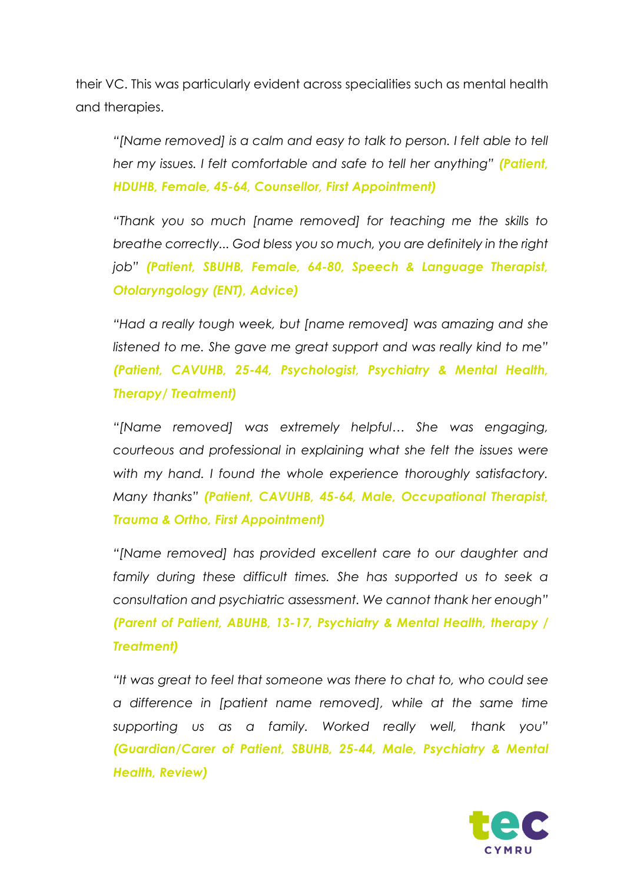their VC. This was particularly evident across specialities such as mental health and therapies.

> *"[Name removed] is a calm and easy to talk to person. I felt able to tell her my issues. I felt comfortable and safe to tell her anything"* ***(Patient, HDUHB, Female, 45-64, Counsellor, First Appointment)***

> *"Thank you so much [name removed] for teaching me the skills to breathe correctly... God bless you so much, you are definitely in the right job"* ***(Patient, SBUHB, Female, 64-80, Speech & Language Therapist, Otolaryngology (ENT), Advice)***

> *"Had a really tough week, but [name removed] was amazing and she listened to me. She gave me great support and was really kind to me"* ***(Patient, CAVUHB, 25-44, Psychologist, Psychiatry & Mental Health, Therapy/ Treatment)***

> *"[Name removed] was extremely helpful… She was engaging, courteous and professional in explaining what she felt the issues were with my hand. I found the whole experience thoroughly satisfactory. Many thanks"* ***(Patient, CAVUHB, 45-64, Male, Occupational Therapist, Trauma & Ortho, First Appointment)***

> *"[Name removed] has provided excellent care to our daughter and family during these difficult times. She has supported us to seek a consultation and psychiatric assessment. We cannot thank her enough"* ***(Parent of Patient, ABUHB, 13-17, Psychiatry & Mental Health, therapy / Treatment)***

> *"It was great to feel that someone was there to chat to, who could see a difference in [patient name removed], while at the same time supporting us as a family. Worked really well, thank you"* ***(Guardian/Carer of Patient, SBUHB, 25-44, Male, Psychiatry & Mental Health, Review)***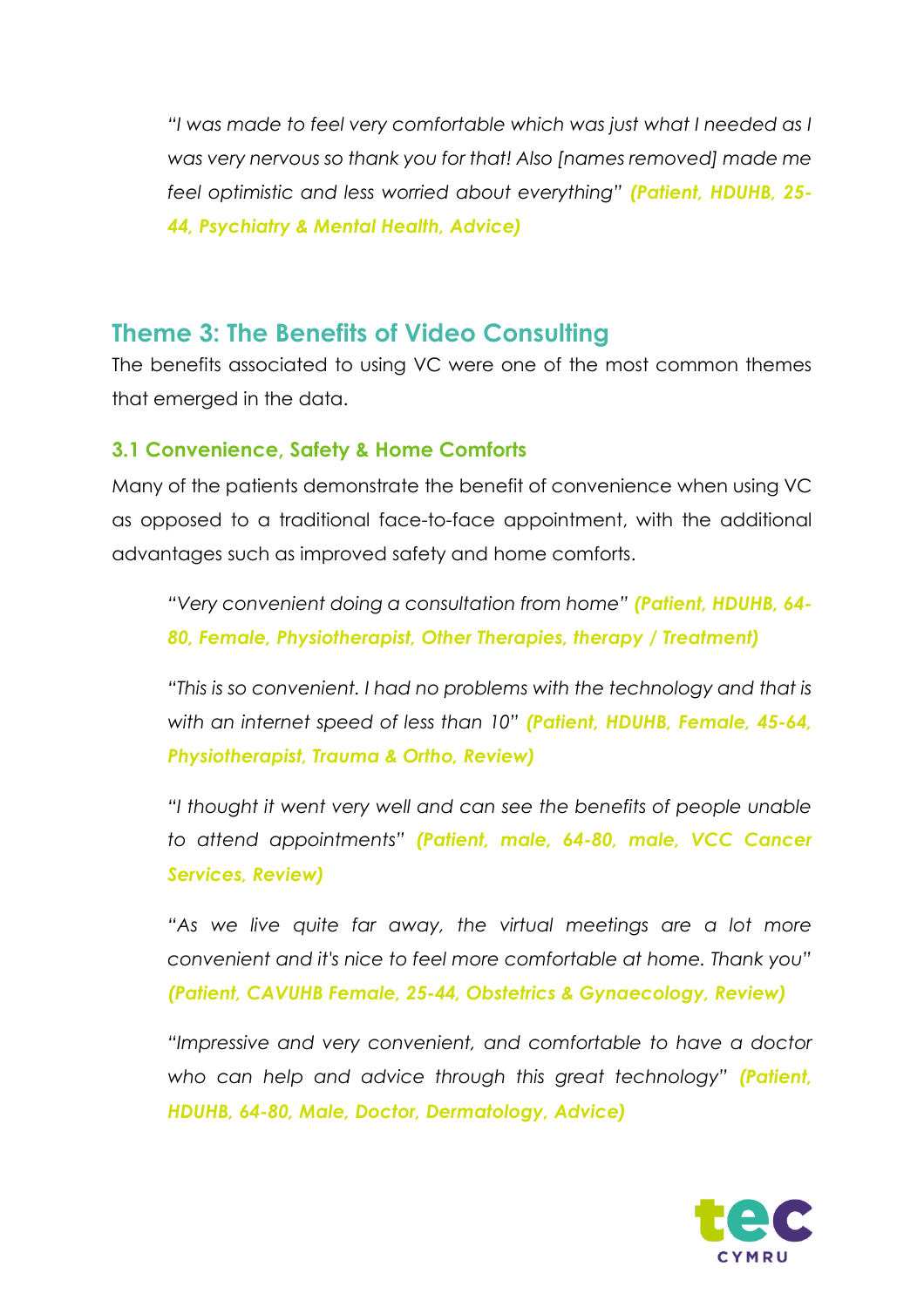*"I was made to feel very comfortable which was just what I needed as I was very nervous so thank you for that! Also [names removed] made me feel optimistic and less worried about everything"* ***(Patient, HDUHB, 25-44, Psychiatry & Mental Health, Advice)***

## Theme 3: The Benefits of Video Consulting

The benefits associated to using VC were one of the most common themes that emerged in the data.

### 3.1 Convenience, Safety & Home Comforts

Many of the patients demonstrate the benefit of convenience when using VC as opposed to a traditional face-to-face appointment, with the additional advantages such as improved safety and home comforts.

*"Very convenient doing a consultation from home"* ***(Patient, HDUHB, 64-80, Female, Physiotherapist, Other Therapies, therapy / Treatment)***

*"This is so convenient. I had no problems with the technology and that is with an internet speed of less than 10"* ***(Patient, HDUHB, Female, 45-64, Physiotherapist, Trauma & Ortho, Review)***

*"I thought it went very well and can see the benefits of people unable to attend appointments"* ***(Patient, male, 64-80, male, VCC Cancer Services, Review)***

*"As we live quite far away, the virtual meetings are a lot more convenient and it's nice to feel more comfortable at home. Thank you"* ***(Patient, CAVUHB Female, 25-44, Obstetrics & Gynaecology, Review)***

*"Impressive and very convenient, and comfortable to have a doctor who can help and advice through this great technology"* ***(Patient, HDUHB, 64-80, Male, Doctor, Dermatology, Advice)***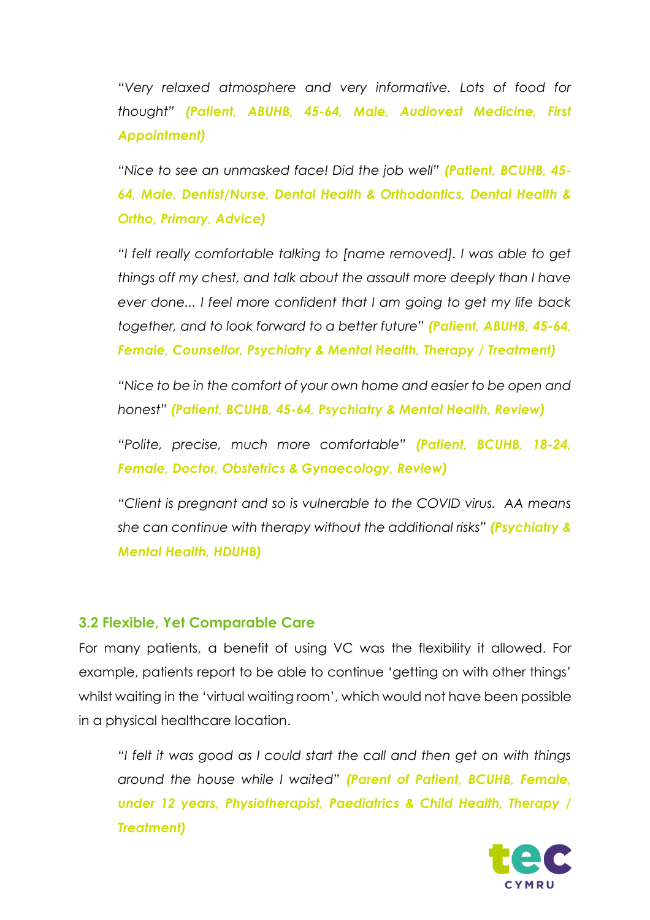*"Very relaxed atmosphere and very informative. Lots of food for thought"* ***(Patient, ABUHB, 45-64, Male, Audiovest Medicine, First Appointment)***

*"Nice to see an unmasked face! Did the job well"* ***(Patient, BCUHB, 45-64, Male, Dentist/Nurse, Dental Health & Orthodontics, Dental Health & Ortho, Primary, Advice)***

*"I felt really comfortable talking to [name removed]. I was able to get things off my chest, and talk about the assault more deeply than I have ever done... I feel more confident that I am going to get my life back together, and to look forward to a better future"* ***(Patient, ABUHB, 45-64, Female, Counsellor, Psychiatry & Mental Health, Therapy / Treatment)***

*"Nice to be in the comfort of your own home and easier to be open and honest"* ***(Patient, BCUHB, 45-64, Psychiatry & Mental Health, Review)***

*"Polite, precise, much more comfortable"* ***(Patient, BCUHB, 18-24, Female, Doctor, Obstetrics & Gynaecology, Review)***

*"Client is pregnant and so is vulnerable to the COVID virus. AA means she can continue with therapy without the additional risks"* ***(Psychiatry & Mental Health, HDUHB)***

### 3.2 Flexible, Yet Comparable Care

For many patients, a benefit of using VC was the flexibility it allowed. For example, patients report to be able to continue 'getting on with other things' whilst waiting in the 'virtual waiting room', which would not have been possible in a physical healthcare location.

*"I felt it was good as I could start the call and then get on with things around the house while I waited"* ***(Parent of Patient, BCUHB, Female, under 12 years, Physiotherapist, Paediatrics & Child Health, Therapy / Treatment)***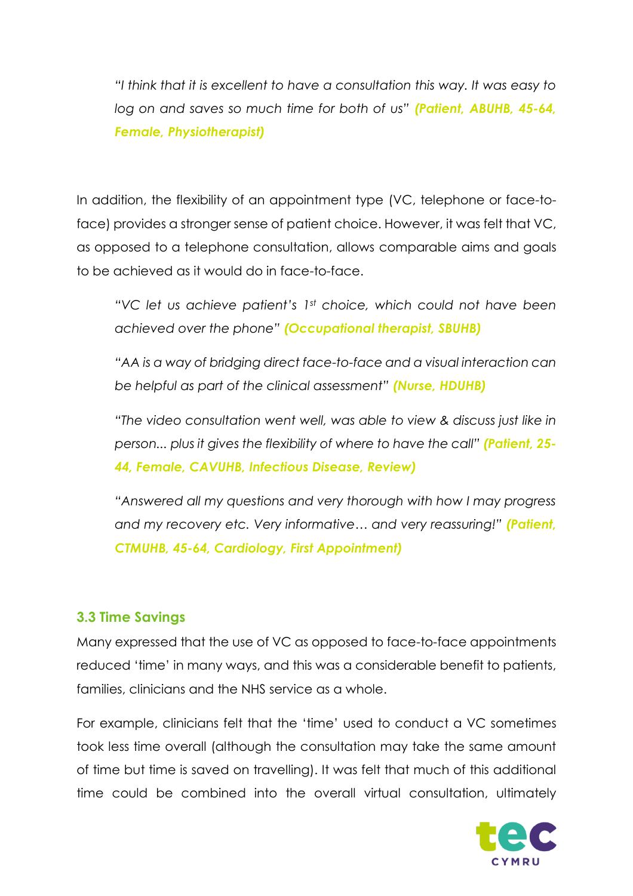*"I think that it is excellent to have a consultation this way. It was easy to log on and saves so much time for both of us"* ***(Patient, ABUHB, 45-64, Female, Physiotherapist)***

In addition, the flexibility of an appointment type (VC, telephone or face-to-face) provides a stronger sense of patient choice. However, it was felt that VC, as opposed to a telephone consultation, allows comparable aims and goals to be achieved as it would do in face-to-face.

*"VC let us achieve patient's 1st choice, which could not have been achieved over the phone"* ***(Occupational therapist, SBUHB)***

*"AA is a way of bridging direct face-to-face and a visual interaction can be helpful as part of the clinical assessment"* ***(Nurse, HDUHB)***

*"The video consultation went well, was able to view & discuss just like in person... plus it gives the flexibility of where to have the call"* ***(Patient, 25-44, Female, CAVUHB, Infectious Disease, Review)***

*"Answered all my questions and very thorough with how I may progress and my recovery etc. Very informative… and very reassuring!"* ***(Patient, CTMUHB, 45-64, Cardiology, First Appointment)***

### 3.3 Time Savings

Many expressed that the use of VC as opposed to face-to-face appointments reduced 'time' in many ways, and this was a considerable benefit to patients, families, clinicians and the NHS service as a whole.

For example, clinicians felt that the 'time' used to conduct a VC sometimes took less time overall (although the consultation may take the same amount of time but time is saved on travelling). It was felt that much of this additional time could be combined into the overall virtual consultation, ultimately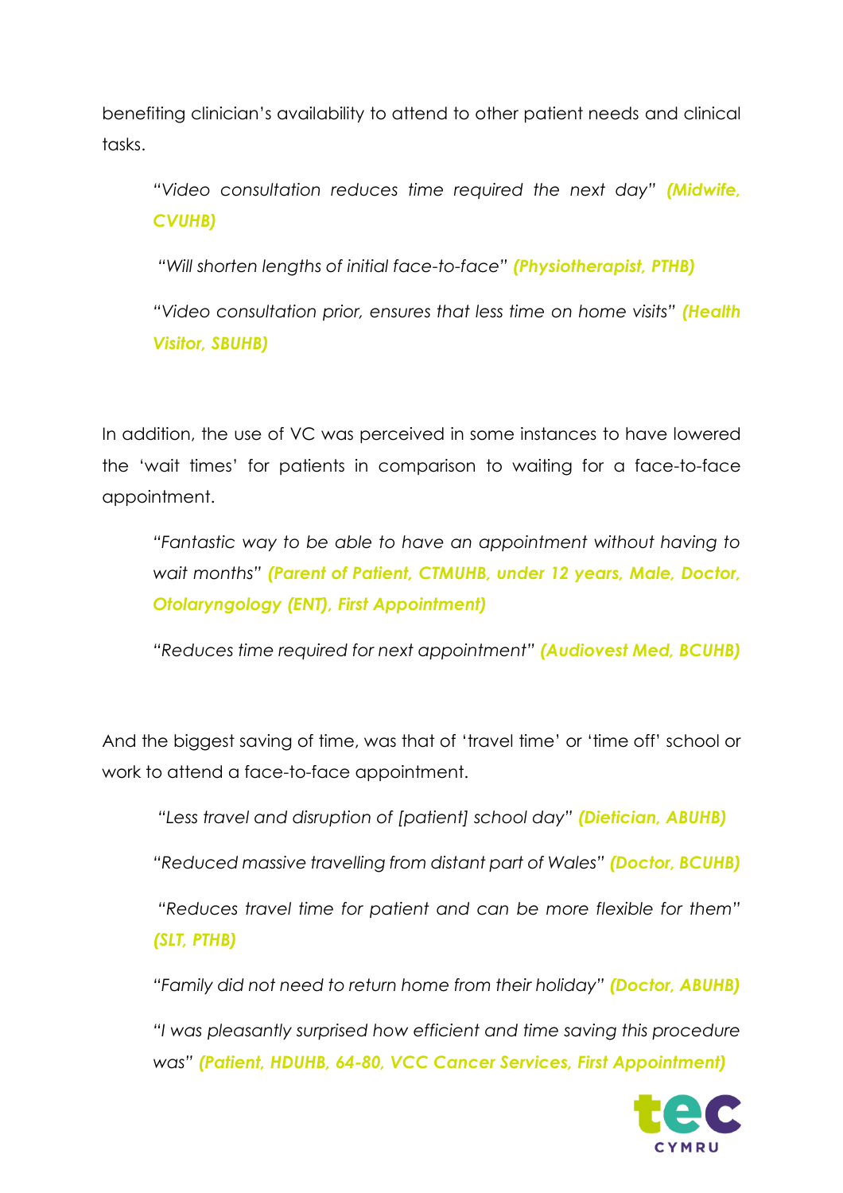benefiting clinician's availability to attend to other patient needs and clinical tasks.

> *"Video consultation reduces time required the next day"* ***(Midwife, CVUHB)***
>
> *"Will shorten lengths of initial face-to-face"* ***(Physiotherapist, PTHB)***
>
> *"Video consultation prior, ensures that less time on home visits"* ***(Health Visitor, SBUHB)***

In addition, the use of VC was perceived in some instances to have lowered the 'wait times' for patients in comparison to waiting for a face-to-face appointment.

> *"Fantastic way to be able to have an appointment without having to wait months"* ***(Parent of Patient, CTMUHB, under 12 years, Male, Doctor, Otolaryngology (ENT), First Appointment)***
>
> *"Reduces time required for next appointment"* ***(Audiovest Med, BCUHB)***

And the biggest saving of time, was that of 'travel time' or 'time off' school or work to attend a face-to-face appointment.

> *"Less travel and disruption of [patient] school day"* ***(Dietician, ABUHB)***
>
> *"Reduced massive travelling from distant part of Wales"* ***(Doctor, BCUHB)***
>
> *"Reduces travel time for patient and can be more flexible for them"* ***(SLT, PTHB)***
>
> *"Family did not need to return home from their holiday"* ***(Doctor, ABUHB)***
>
> *"I was pleasantly surprised how efficient and time saving this procedure was"* ***(Patient, HDUHB, 64-80, VCC Cancer Services, First Appointment)***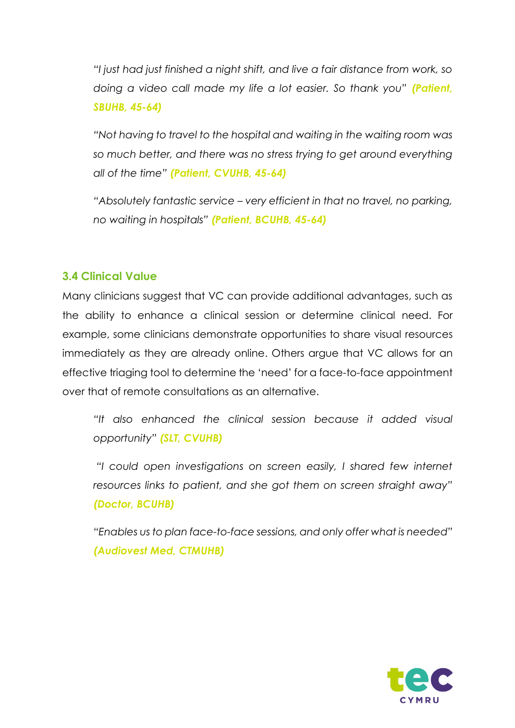*"I just had just finished a night shift, and live a fair distance from work, so doing a video call made my life a lot easier. So thank you"* ***(Patient, SBUHB, 45-64)***

*"Not having to travel to the hospital and waiting in the waiting room was so much better, and there was no stress trying to get around everything all of the time"* ***(Patient, CVUHB, 45-64)***

*"Absolutely fantastic service – very efficient in that no travel, no parking, no waiting in hospitals"* ***(Patient, BCUHB, 45-64)***

### 3.4 Clinical Value

Many clinicians suggest that VC can provide additional advantages, such as the ability to enhance a clinical session or determine clinical need. For example, some clinicians demonstrate opportunities to share visual resources immediately as they are already online. Others argue that VC allows for an effective triaging tool to determine the 'need' for a face-to-face appointment over that of remote consultations as an alternative.

*"It also enhanced the clinical session because it added visual opportunity"* ***(SLT, CVUHB)***

*"I could open investigations on screen easily, I shared few internet resources links to patient, and she got them on screen straight away"* ***(Doctor, BCUHB)***

*"Enables us to plan face-to-face sessions, and only offer what is needed"* ***(Audiovest Med, CTMUHB)***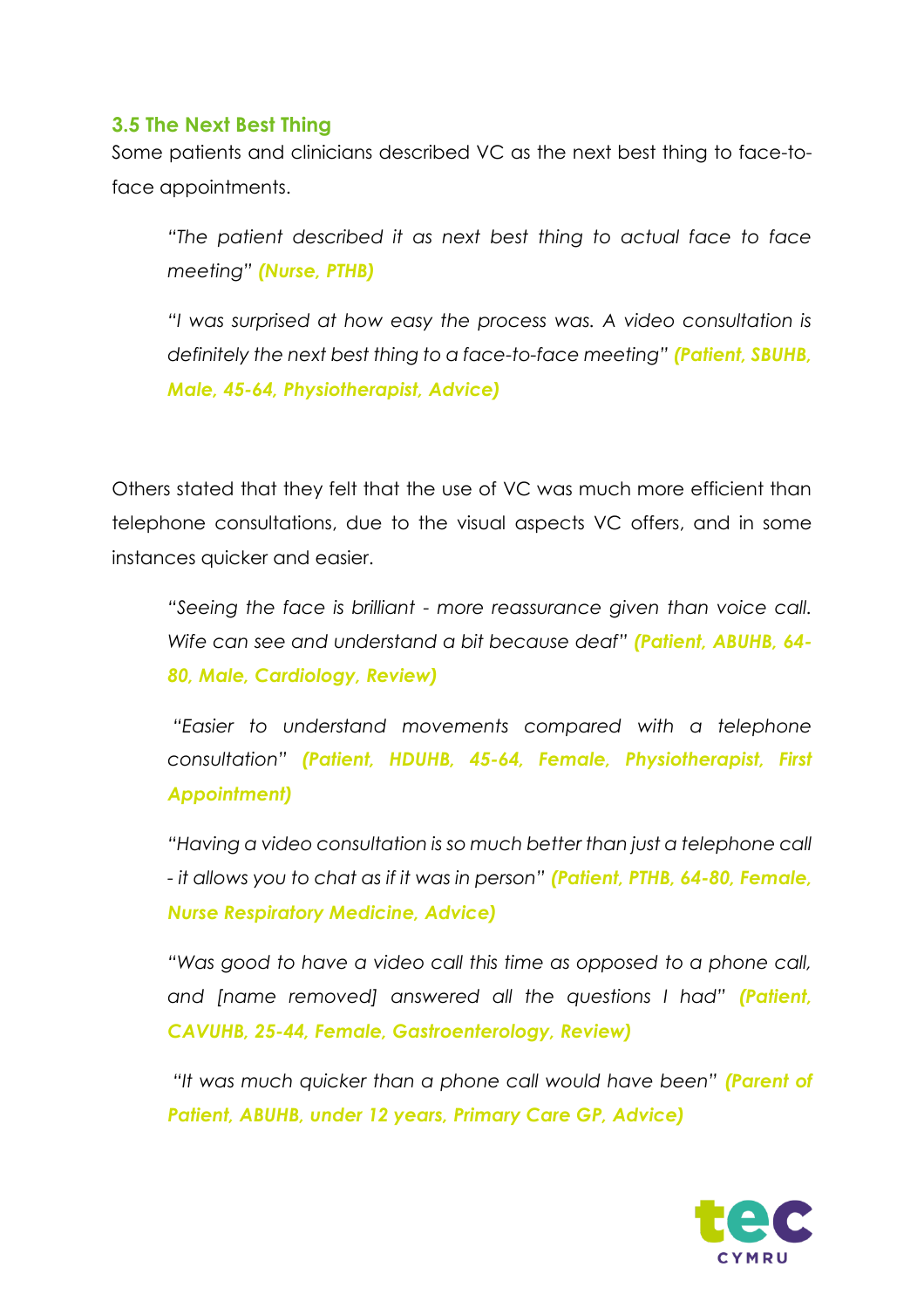### 3.5 The Next Best Thing

Some patients and clinicians described VC as the next best thing to face-to-face appointments.

> *"The patient described it as next best thing to actual face to face meeting"* ***(Nurse, PTHB)***

> *"I was surprised at how easy the process was. A video consultation is definitely the next best thing to a face-to-face meeting"* ***(Patient, SBUHB, Male, 45-64, Physiotherapist, Advice)***

Others stated that they felt that the use of VC was much more efficient than telephone consultations, due to the visual aspects VC offers, and in some instances quicker and easier.

> *"Seeing the face is brilliant - more reassurance given than voice call. Wife can see and understand a bit because deaf"* ***(Patient, ABUHB, 64-80, Male, Cardiology, Review)***

> *"Easier to understand movements compared with a telephone consultation"* ***(Patient, HDUHB, 45-64, Female, Physiotherapist, First Appointment)***

> *"Having a video consultation is so much better than just a telephone call - it allows you to chat as if it was in person"* ***(Patient, PTHB, 64-80, Female, Nurse Respiratory Medicine, Advice)***

> *"Was good to have a video call this time as opposed to a phone call, and [name removed] answered all the questions I had"* ***(Patient, CAVUHB, 25-44, Female, Gastroenterology, Review)***

> *"It was much quicker than a phone call would have been"* ***(Parent of Patient, ABUHB, under 12 years, Primary Care GP, Advice)***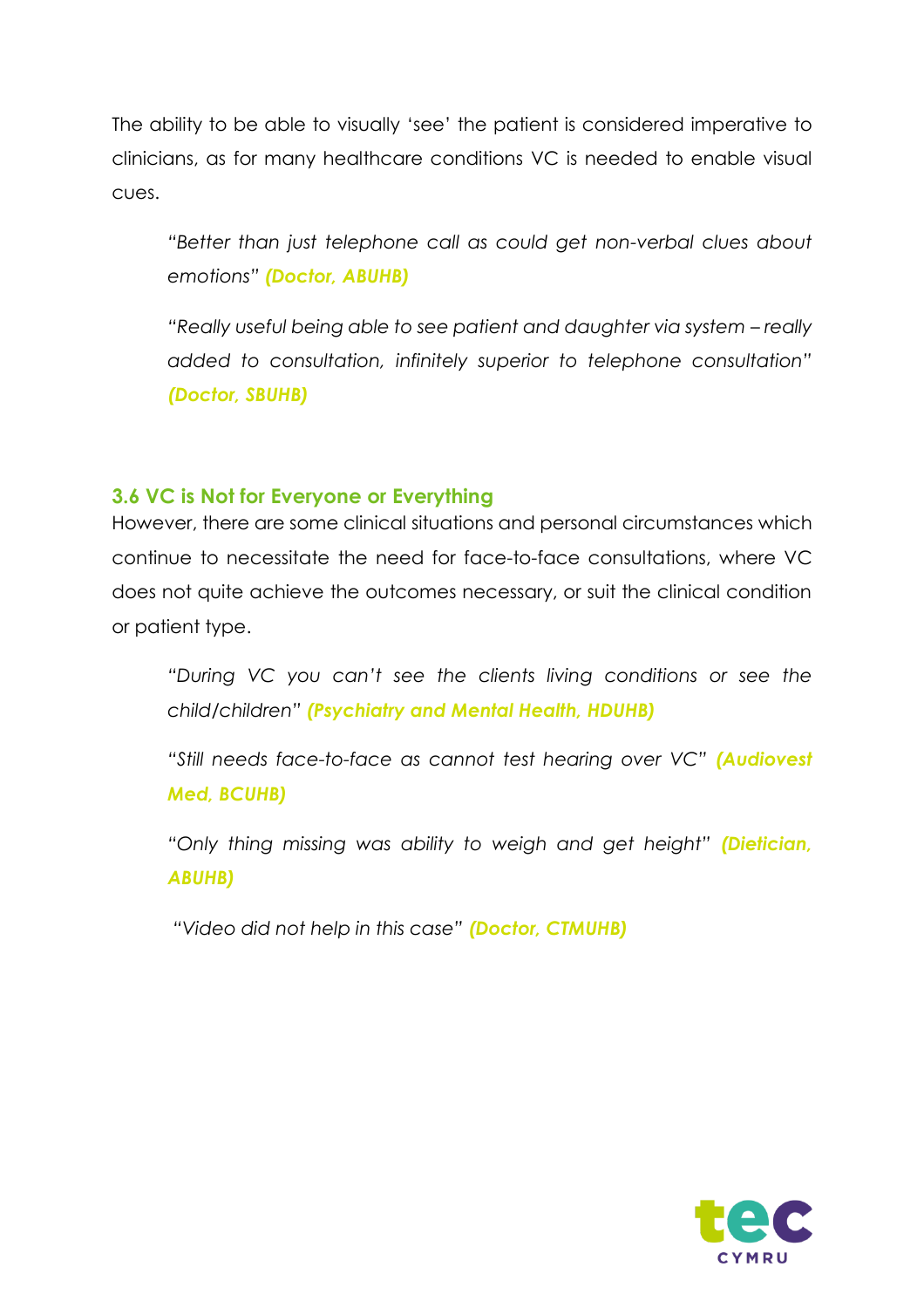The ability to be able to visually 'see' the patient is considered imperative to clinicians, as for many healthcare conditions VC is needed to enable visual cues.

> *"Better than just telephone call as could get non-verbal clues about emotions"* ***(Doctor, ABUHB)***
>
> *"Really useful being able to see patient and daughter via system – really added to consultation, infinitely superior to telephone consultation"* ***(Doctor, SBUHB)***

### 3.6 VC is Not for Everyone or Everything

However, there are some clinical situations and personal circumstances which continue to necessitate the need for face-to-face consultations, where VC does not quite achieve the outcomes necessary, or suit the clinical condition or patient type.

> *"During VC you can't see the clients living conditions or see the child/children"* ***(Psychiatry and Mental Health, HDUHB)***
>
> *"Still needs face-to-face as cannot test hearing over VC"* ***(Audiovest Med, BCUHB)***
>
> *"Only thing missing was ability to weigh and get height"* ***(Dietician, ABUHB)***
>
> *"Video did not help in this case"* ***(Doctor, CTMUHB)***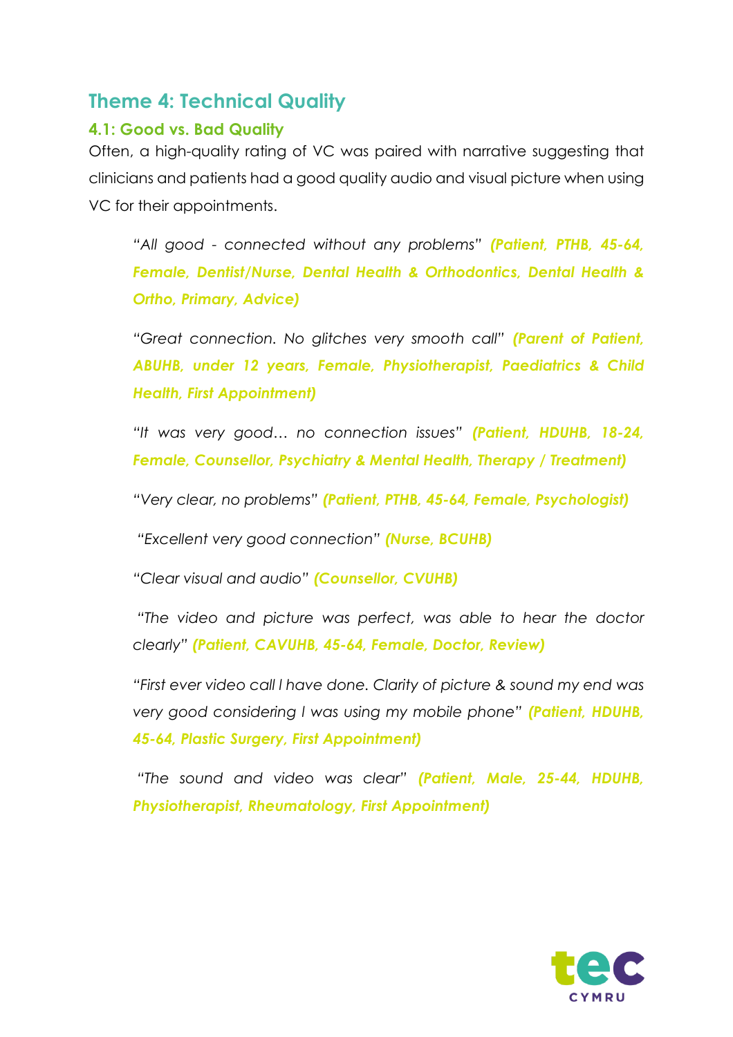## Theme 4: Technical Quality

### 4.1: Good vs. Bad Quality

Often, a high-quality rating of VC was paired with narrative suggesting that clinicians and patients had a good quality audio and visual picture when using VC for their appointments.

> *"All good - connected without any problems"* ***(Patient, PTHB, 45-64, Female, Dentist/Nurse, Dental Health & Orthodontics, Dental Health & Ortho, Primary, Advice)***
>
> *"Great connection. No glitches very smooth call"* ***(Parent of Patient, ABUHB, under 12 years, Female, Physiotherapist, Paediatrics & Child Health, First Appointment)***
>
> *"It was very good… no connection issues"* ***(Patient, HDUHB, 18-24, Female, Counsellor, Psychiatry & Mental Health, Therapy / Treatment)***
>
> *"Very clear, no problems"* ***(Patient, PTHB, 45-64, Female, Psychologist)***
>
> *"Excellent very good connection"* ***(Nurse, BCUHB)***
>
> *"Clear visual and audio"* ***(Counsellor, CVUHB)***
>
> *"The video and picture was perfect, was able to hear the doctor clearly"* ***(Patient, CAVUHB, 45-64, Female, Doctor, Review)***
>
> *"First ever video call I have done. Clarity of picture & sound my end was very good considering I was using my mobile phone"* ***(Patient, HDUHB, 45-64, Plastic Surgery, First Appointment)***
>
> *"The sound and video was clear"* ***(Patient, Male, 25-44, HDUHB, Physiotherapist, Rheumatology, First Appointment)***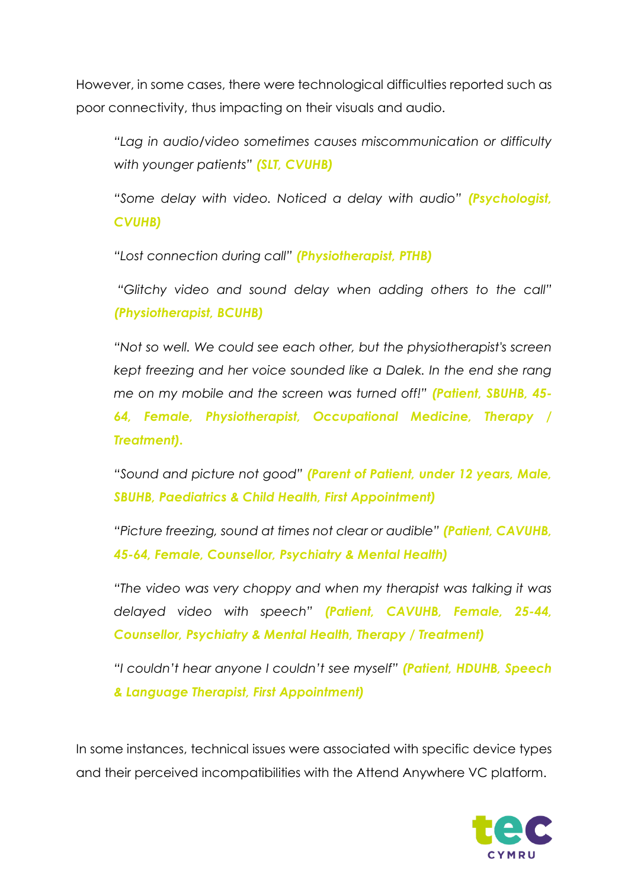However, in some cases, there were technological difficulties reported such as poor connectivity, thus impacting on their visuals and audio.

> *"Lag in audio/video sometimes causes miscommunication or difficulty with younger patients"* ***(SLT, CVUHB)***
>
> *"Some delay with video. Noticed a delay with audio"* ***(Psychologist, CVUHB)***
>
> *"Lost connection during call"* ***(Physiotherapist, PTHB)***
>
> *"Glitchy video and sound delay when adding others to the call"* ***(Physiotherapist, BCUHB)***
>
> *"Not so well. We could see each other, but the physiotherapist's screen kept freezing and her voice sounded like a Dalek. In the end she rang me on my mobile and the screen was turned off!"* ***(Patient, SBUHB, 45-64, Female, Physiotherapist, Occupational Medicine, Therapy / Treatment).***
>
> *"Sound and picture not good"* ***(Parent of Patient, under 12 years, Male, SBUHB, Paediatrics & Child Health, First Appointment)***
>
> *"Picture freezing, sound at times not clear or audible"* ***(Patient, CAVUHB, 45-64, Female, Counsellor, Psychiatry & Mental Health)***
>
> *"The video was very choppy and when my therapist was talking it was delayed video with speech"* ***(Patient, CAVUHB, Female, 25-44, Counsellor, Psychiatry & Mental Health, Therapy / Treatment)***
>
> *"I couldn't hear anyone I couldn't see myself"* ***(Patient, HDUHB, Speech & Language Therapist, First Appointment)***

In some instances, technical issues were associated with specific device types and their perceived incompatibilities with the Attend Anywhere VC platform.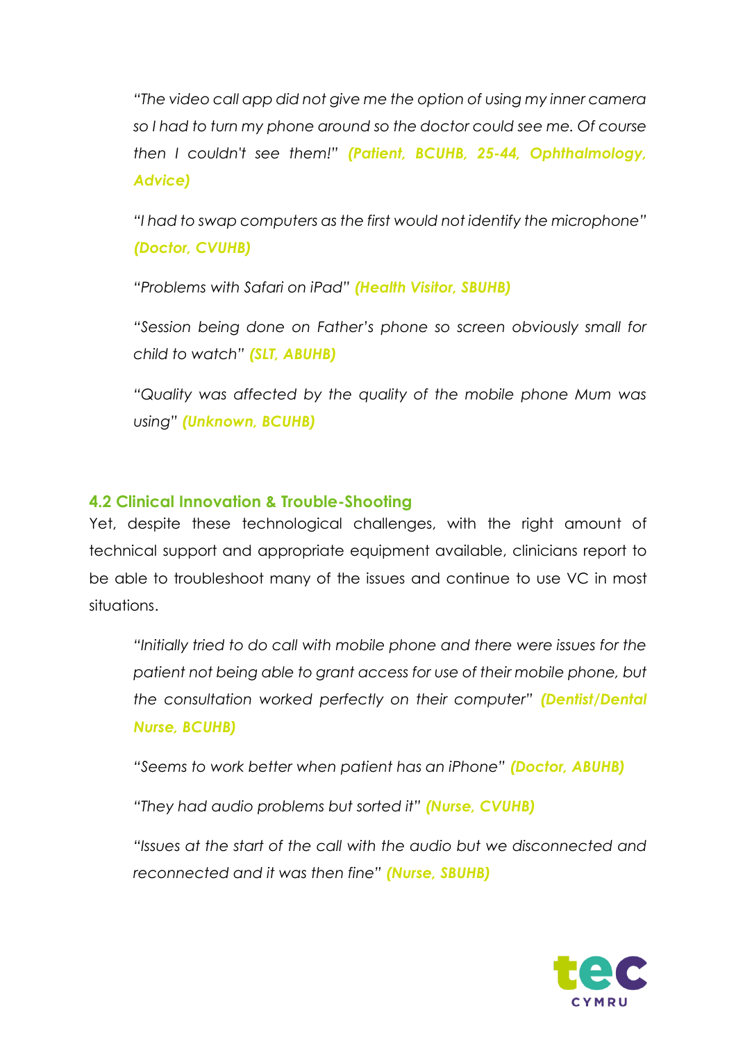*"The video call app did not give me the option of using my inner camera so I had to turn my phone around so the doctor could see me. Of course then I couldn't see them!"* ***(Patient, BCUHB, 25-44, Ophthalmology, Advice)***

*"I had to swap computers as the first would not identify the microphone"* ***(Doctor, CVUHB)***

*"Problems with Safari on iPad"* ***(Health Visitor, SBUHB)***

*"Session being done on Father's phone so screen obviously small for child to watch"* ***(SLT, ABUHB)***

*"Quality was affected by the quality of the mobile phone Mum was using"* ***(Unknown, BCUHB)***

## 4.2 Clinical Innovation & Trouble-Shooting

Yet, despite these technological challenges, with the right amount of technical support and appropriate equipment available, clinicians report to be able to troubleshoot many of the issues and continue to use VC in most situations.

*"Initially tried to do call with mobile phone and there were issues for the patient not being able to grant access for use of their mobile phone, but the consultation worked perfectly on their computer"* ***(Dentist/Dental Nurse, BCUHB)***

*"Seems to work better when patient has an iPhone"* ***(Doctor, ABUHB)***

*"They had audio problems but sorted it"* ***(Nurse, CVUHB)***

*"Issues at the start of the call with the audio but we disconnected and reconnected and it was then fine"* ***(Nurse, SBUHB)***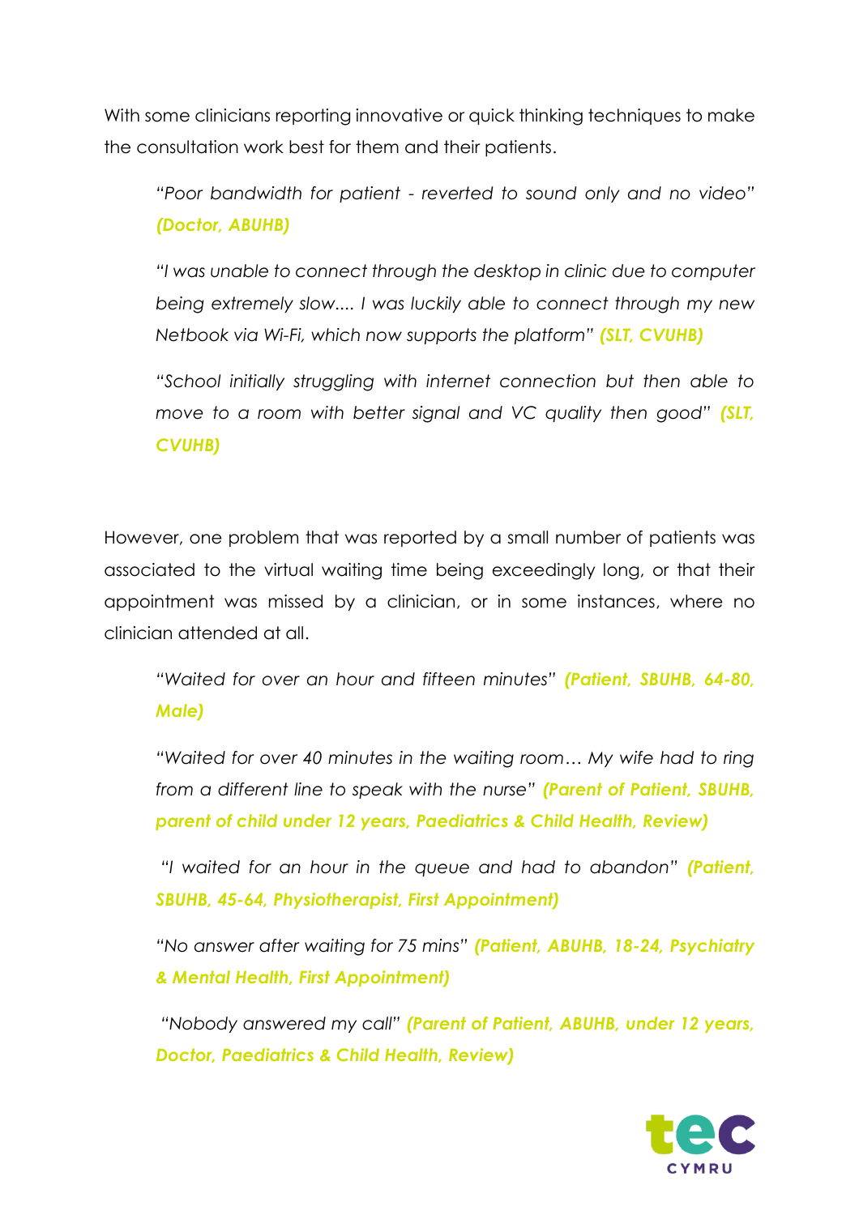With some clinicians reporting innovative or quick thinking techniques to make the consultation work best for them and their patients.

> *"Poor bandwidth for patient - reverted to sound only and no video"* ***(Doctor, ABUHB)***
>
> *"I was unable to connect through the desktop in clinic due to computer being extremely slow.... I was luckily able to connect through my new Netbook via Wi-Fi, which now supports the platform"* ***(SLT, CVUHB)***
>
> *"School initially struggling with internet connection but then able to move to a room with better signal and VC quality then good"* ***(SLT, CVUHB)***

However, one problem that was reported by a small number of patients was associated to the virtual waiting time being exceedingly long, or that their appointment was missed by a clinician, or in some instances, where no clinician attended at all.

> *"Waited for over an hour and fifteen minutes"* ***(Patient, SBUHB, 64-80, Male)***
>
> *"Waited for over 40 minutes in the waiting room… My wife had to ring from a different line to speak with the nurse"* ***(Parent of Patient, SBUHB, parent of child under 12 years, Paediatrics & Child Health, Review)***
>
> *"I waited for an hour in the queue and had to abandon"* ***(Patient, SBUHB, 45-64, Physiotherapist, First Appointment)***
>
> *"No answer after waiting for 75 mins"* ***(Patient, ABUHB, 18-24, Psychiatry & Mental Health, First Appointment)***
>
> *"Nobody answered my call"* ***(Parent of Patient, ABUHB, under 12 years, Doctor, Paediatrics & Child Health, Review)***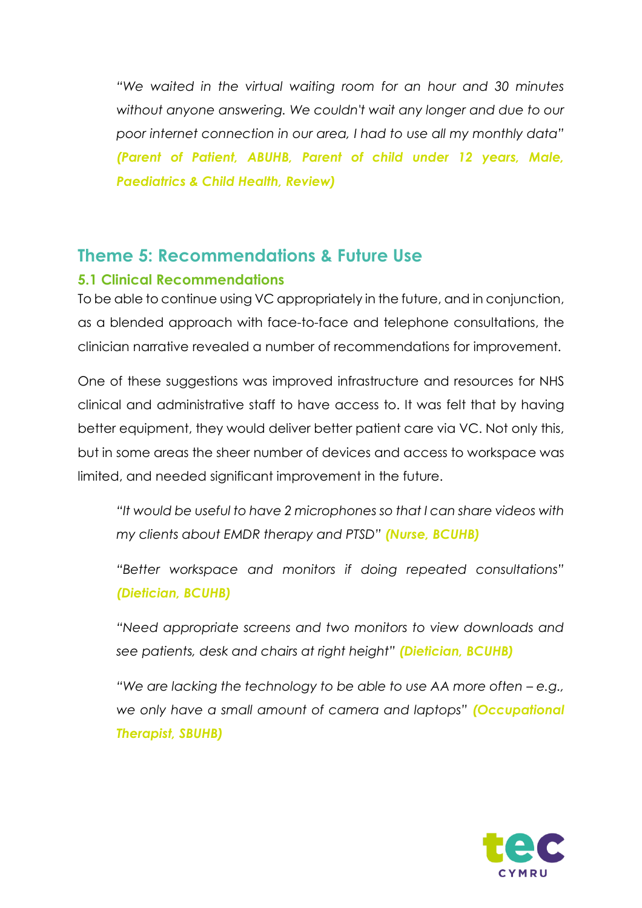*"We waited in the virtual waiting room for an hour and 30 minutes without anyone answering. We couldn't wait any longer and due to our poor internet connection in our area, I had to use all my monthly data"* ***(Parent of Patient, ABUHB, Parent of child under 12 years, Male, Paediatrics & Child Health, Review)***

## Theme 5: Recommendations & Future Use

### 5.1 Clinical Recommendations

To be able to continue using VC appropriately in the future, and in conjunction, as a blended approach with face-to-face and telephone consultations, the clinician narrative revealed a number of recommendations for improvement.

One of these suggestions was improved infrastructure and resources for NHS clinical and administrative staff to have access to. It was felt that by having better equipment, they would deliver better patient care via VC. Not only this, but in some areas the sheer number of devices and access to workspace was limited, and needed significant improvement in the future.

*"It would be useful to have 2 microphones so that I can share videos with my clients about EMDR therapy and PTSD"* ***(Nurse, BCUHB)***

*"Better workspace and monitors if doing repeated consultations"* ***(Dietician, BCUHB)***

*"Need appropriate screens and two monitors to view downloads and see patients, desk and chairs at right height"* ***(Dietician, BCUHB)***

*"We are lacking the technology to be able to use AA more often – e.g., we only have a small amount of camera and laptops"* ***(Occupational Therapist, SBUHB)***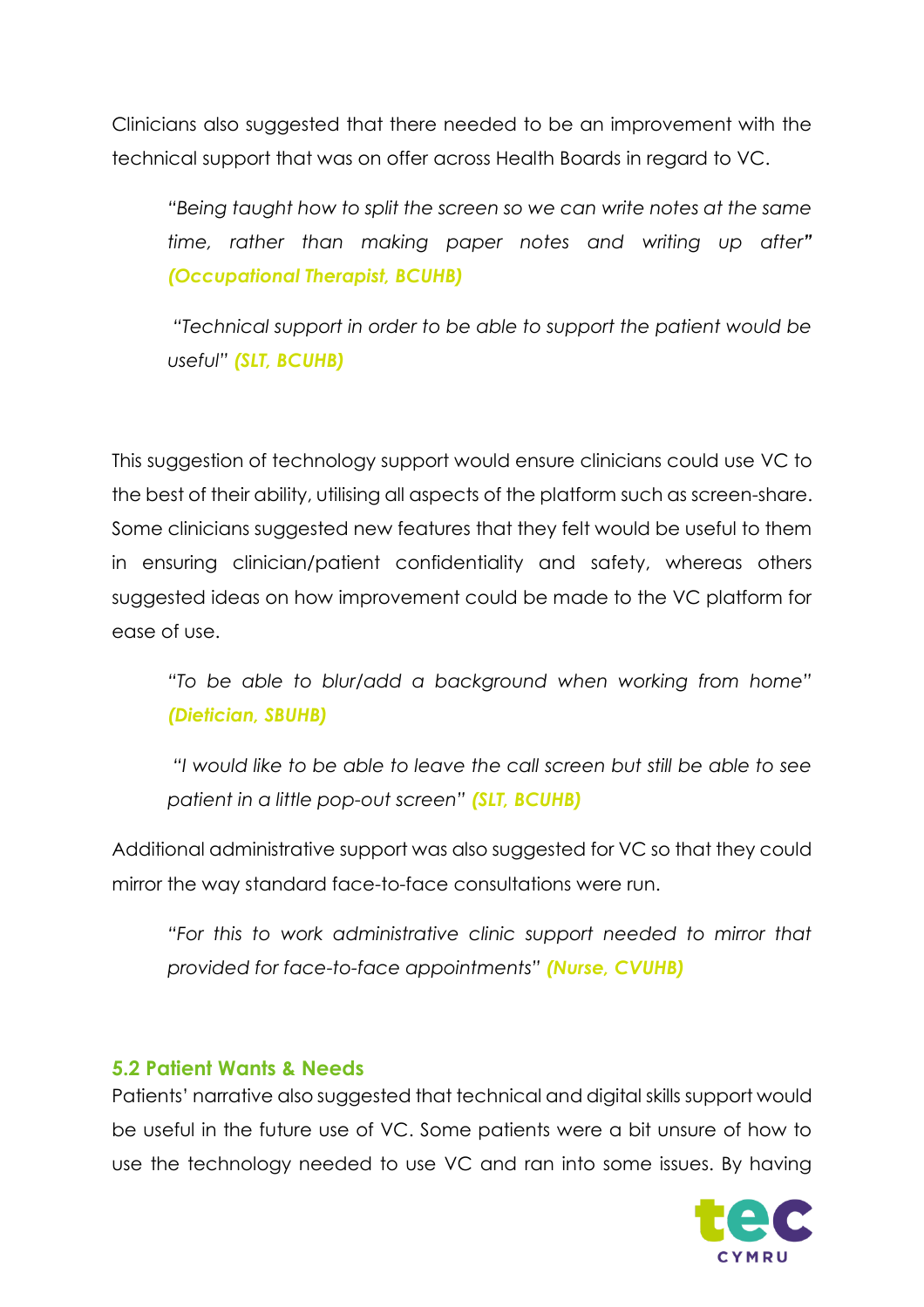Clinicians also suggested that there needed to be an improvement with the technical support that was on offer across Health Boards in regard to VC.

> *"Being taught how to split the screen so we can write notes at the same time, rather than making paper notes and writing up after"* ***(Occupational Therapist, BCUHB)***

> *"Technical support in order to be able to support the patient would be useful"* ***(SLT, BCUHB)***

This suggestion of technology support would ensure clinicians could use VC to the best of their ability, utilising all aspects of the platform such as screen-share. Some clinicians suggested new features that they felt would be useful to them in ensuring clinician/patient confidentiality and safety, whereas others suggested ideas on how improvement could be made to the VC platform for ease of use.

> *"To be able to blur/add a background when working from home"* ***(Dietician, SBUHB)***

> *"I would like to be able to leave the call screen but still be able to see patient in a little pop-out screen"* ***(SLT, BCUHB)***

Additional administrative support was also suggested for VC so that they could mirror the way standard face-to-face consultations were run.

> *"For this to work administrative clinic support needed to mirror that provided for face-to-face appointments"* ***(Nurse, CVUHB)***

### 5.2 Patient Wants & Needs

Patients' narrative also suggested that technical and digital skills support would be useful in the future use of VC. Some patients were a bit unsure of how to use the technology needed to use VC and ran into some issues. By having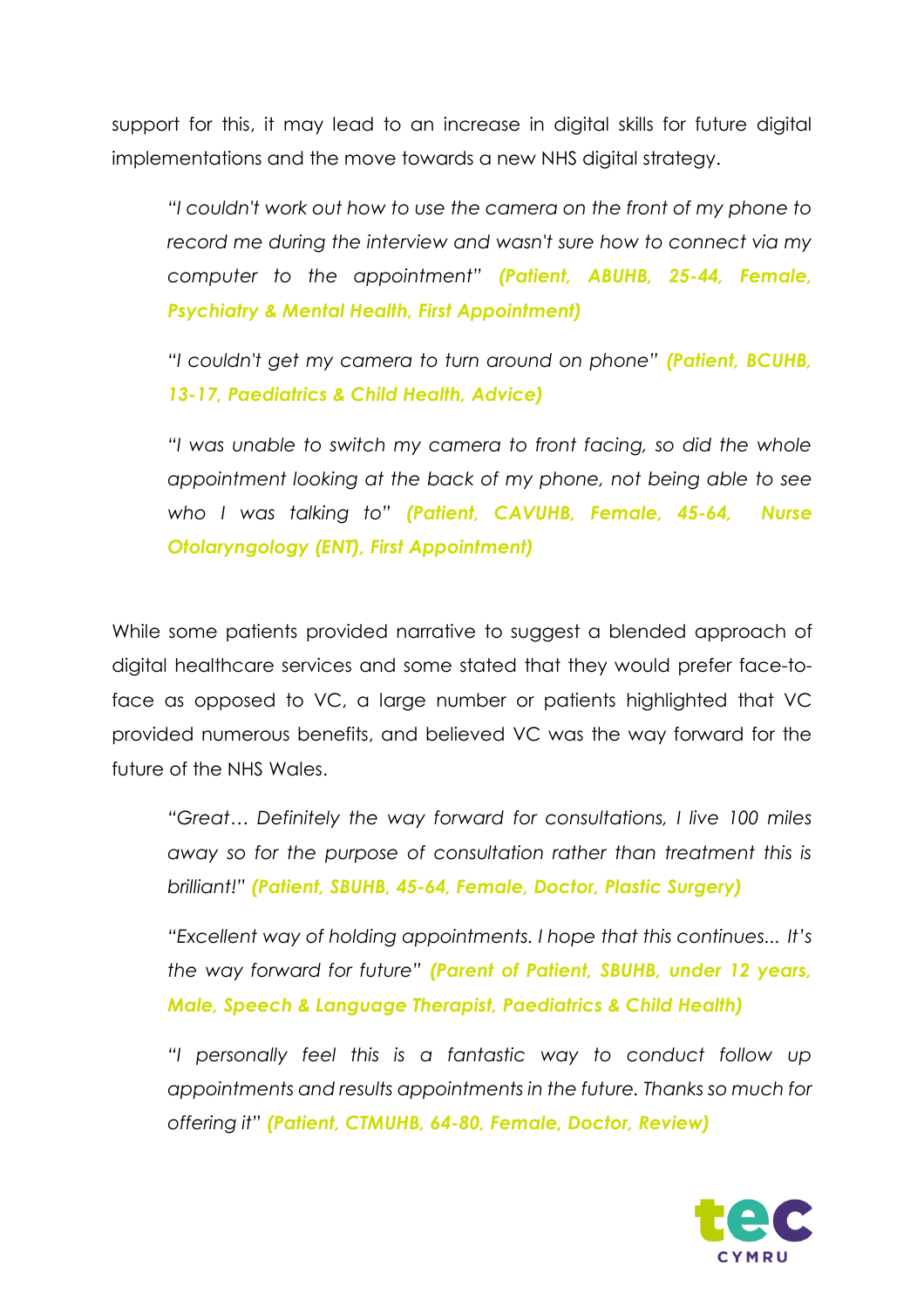support for this, it may lead to an increase in digital skills for future digital implementations and the move towards a new NHS digital strategy.

> *"I couldn't work out how to use the camera on the front of my phone to record me during the interview and wasn't sure how to connect via my computer to the appointment"* ***(Patient, ABUHB, 25-44, Female, Psychiatry & Mental Health, First Appointment)***

> *"I couldn't get my camera to turn around on phone"* ***(Patient, BCUHB, 13-17, Paediatrics & Child Health, Advice)***

> *"I was unable to switch my camera to front facing, so did the whole appointment looking at the back of my phone, not being able to see who I was talking to"* ***(Patient, CAVUHB, Female, 45-64, Nurse Otolaryngology (ENT), First Appointment)***

While some patients provided narrative to suggest a blended approach of digital healthcare services and some stated that they would prefer face-to-face as opposed to VC, a large number or patients highlighted that VC provided numerous benefits, and believed VC was the way forward for the future of the NHS Wales.

> *"Great… Definitely the way forward for consultations, I live 100 miles away so for the purpose of consultation rather than treatment this is brilliant!"* ***(Patient, SBUHB, 45-64, Female, Doctor, Plastic Surgery)***

> *"Excellent way of holding appointments. I hope that this continues... It's the way forward for future"* ***(Parent of Patient, SBUHB, under 12 years, Male, Speech & Language Therapist, Paediatrics & Child Health)***

> *"I personally feel this is a fantastic way to conduct follow up appointments and results appointments in the future. Thanks so much for offering it"* ***(Patient, CTMUHB, 64-80, Female, Doctor, Review)***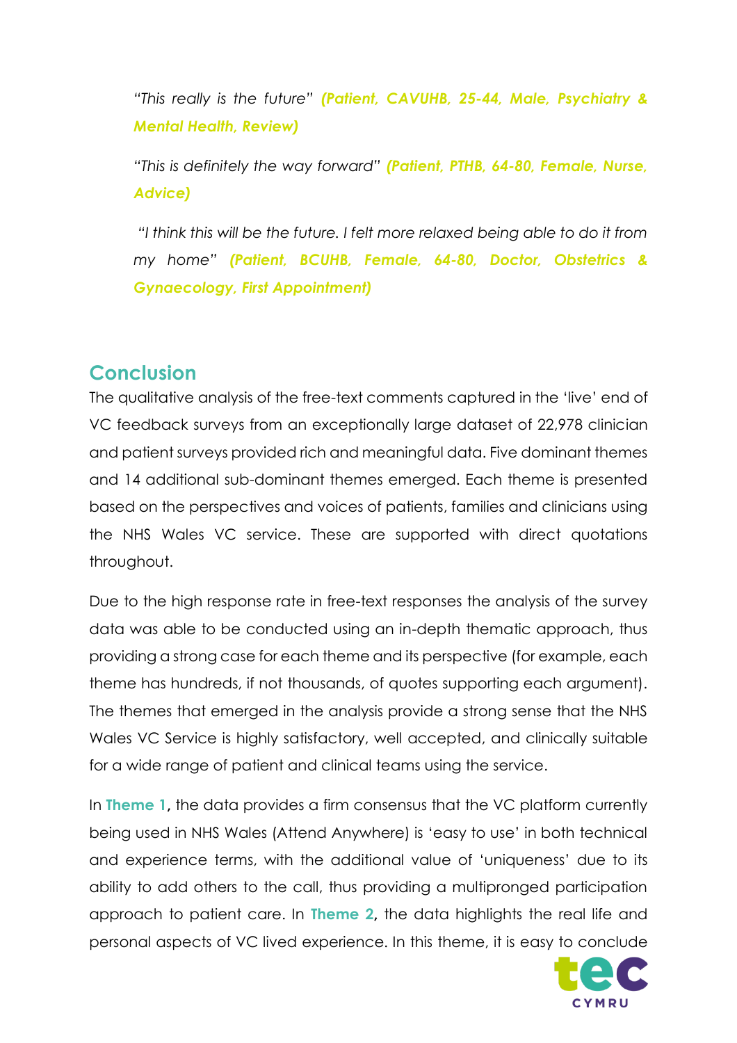*"This really is the future"* ***(Patient, CAVUHB, 25-44, Male, Psychiatry & Mental Health, Review)***

*"This is definitely the way forward"* ***(Patient, PTHB, 64-80, Female, Nurse, Advice)***

*"I think this will be the future. I felt more relaxed being able to do it from my home"* ***(Patient, BCUHB, Female, 64-80, Doctor, Obstetrics & Gynaecology, First Appointment)***

## Conclusion

The qualitative analysis of the free-text comments captured in the 'live' end of VC feedback surveys from an exceptionally large dataset of 22,978 clinician and patient surveys provided rich and meaningful data. Five dominant themes and 14 additional sub-dominant themes emerged. Each theme is presented based on the perspectives and voices of patients, families and clinicians using the NHS Wales VC service. These are supported with direct quotations throughout.

Due to the high response rate in free-text responses the analysis of the survey data was able to be conducted using an in-depth thematic approach, thus providing a strong case for each theme and its perspective (for example, each theme has hundreds, if not thousands, of quotes supporting each argument). The themes that emerged in the analysis provide a strong sense that the NHS Wales VC Service is highly satisfactory, well accepted, and clinically suitable for a wide range of patient and clinical teams using the service.

In **Theme 1**, the data provides a firm consensus that the VC platform currently being used in NHS Wales (Attend Anywhere) is 'easy to use' in both technical and experience terms, with the additional value of 'uniqueness' due to its ability to add others to the call, thus providing a multipronged participation approach to patient care. In **Theme 2**, the data highlights the real life and personal aspects of VC lived experience. In this theme, it is easy to conclude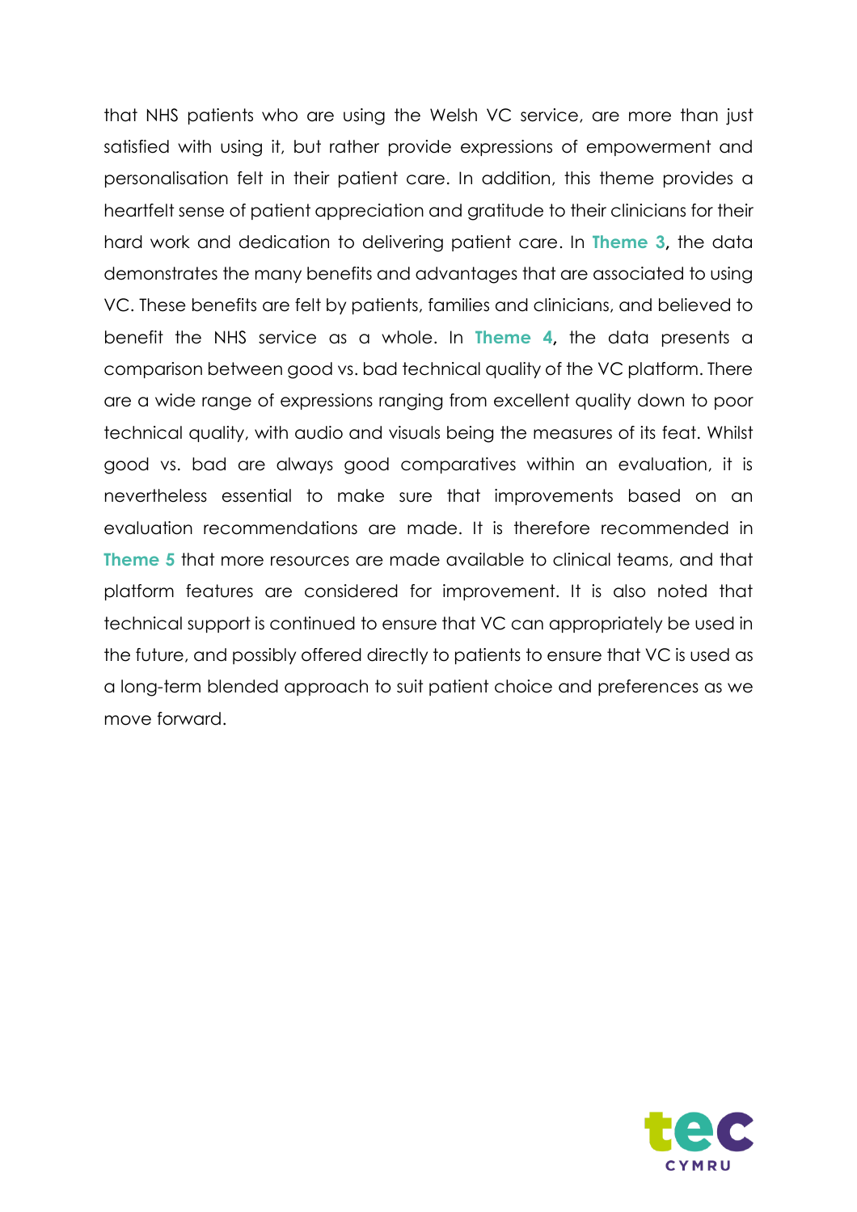that NHS patients who are using the Welsh VC service, are more than just satisfied with using it, but rather provide expressions of empowerment and personalisation felt in their patient care. In addition, this theme provides a heartfelt sense of patient appreciation and gratitude to their clinicians for their hard work and dedication to delivering patient care. In **Theme 3**, the data demonstrates the many benefits and advantages that are associated to using VC. These benefits are felt by patients, families and clinicians, and believed to benefit the NHS service as a whole. In **Theme 4**, the data presents a comparison between good vs. bad technical quality of the VC platform. There are a wide range of expressions ranging from excellent quality down to poor technical quality, with audio and visuals being the measures of its feat. Whilst good vs. bad are always good comparatives within an evaluation, it is nevertheless essential to make sure that improvements based on an evaluation recommendations are made. It is therefore recommended in **Theme 5** that more resources are made available to clinical teams, and that platform features are considered for improvement. It is also noted that technical support is continued to ensure that VC can appropriately be used in the future, and possibly offered directly to patients to ensure that VC is used as a long-term blended approach to suit patient choice and preferences as we move forward.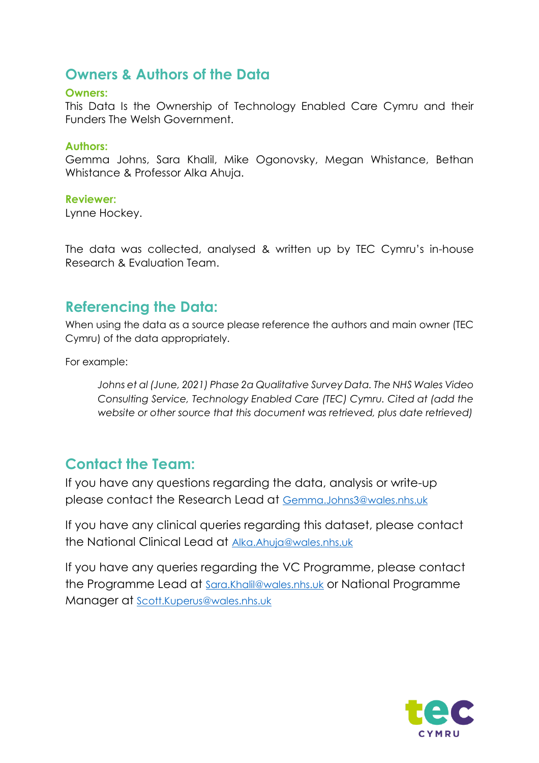## Owners & Authors of the Data

**Owners:**

This Data Is the Ownership of Technology Enabled Care Cymru and their Funders The Welsh Government.

**Authors:**

Gemma Johns, Sara Khalil, Mike Ogonovsky, Megan Whistance, Bethan Whistance & Professor Alka Ahuja.

**Reviewer:**

Lynne Hockey.

The data was collected, analysed & written up by TEC Cymru's in-house Research & Evaluation Team.

## Referencing the Data:

When using the data as a source please reference the authors and main owner (TEC Cymru) of the data appropriately.

For example:

> *Johns et al (June, 2021) Phase 2a Qualitative Survey Data. The NHS Wales Video Consulting Service, Technology Enabled Care (TEC) Cymru. Cited at (add the website or other source that this document was retrieved, plus date retrieved)*

## Contact the Team:

If you have any questions regarding the data, analysis or write-up please contact the Research Lead at Gemma.Johns3@wales.nhs.uk

If you have any clinical queries regarding this dataset, please contact the National Clinical Lead at Alka.Ahuja@wales.nhs.uk

If you have any queries regarding the VC Programme, please contact the Programme Lead at Sara.Khalil@wales.nhs.uk or National Programme Manager at Scott.Kuperus@wales.nhs.uk

tec CYMRU